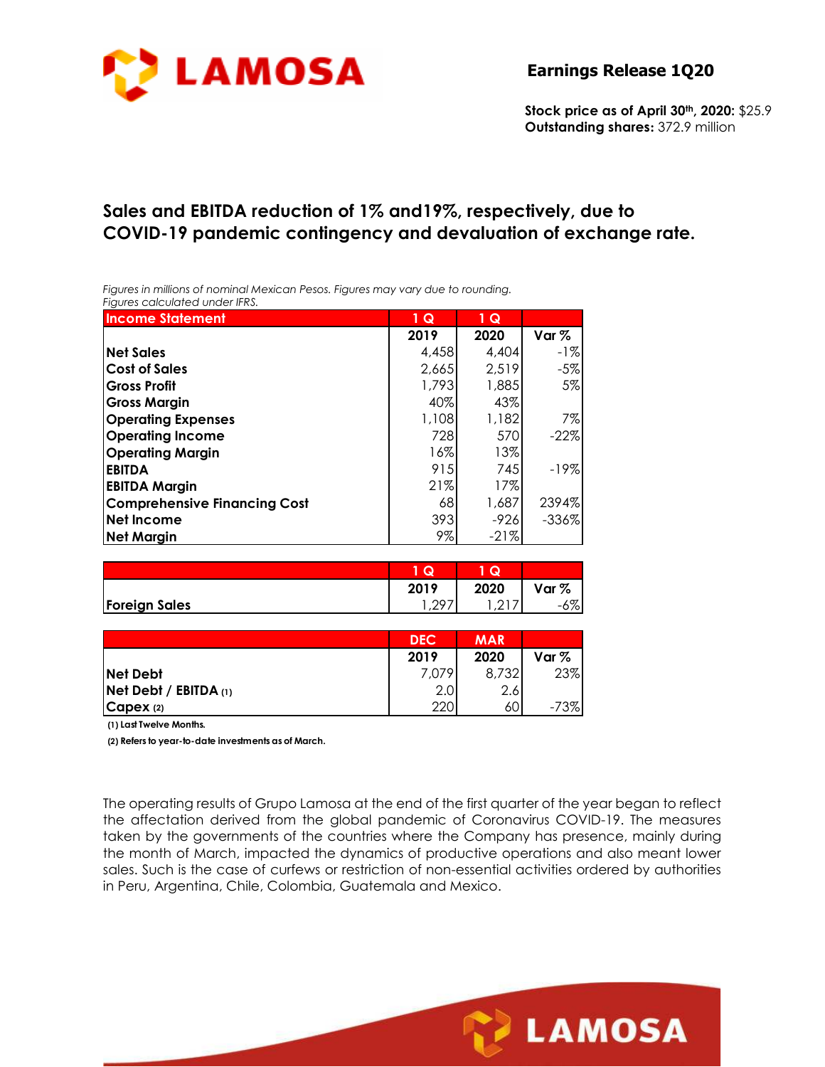# Earnings Release 1Q20

**Stock price as of April 30th, 2020:** $25.9
**Outstanding shares:** 372.9 million

## Sales and EBITDA reduction of 1% and19%, respectively, due to COVID-19 pandemic contingency and devaluation of exchange rate.

*Figures in millions of nominal Mexican Pesos. Figures may vary due to rounding.*
*Figures calculated under IFRS.*

| Income Statement | 1 Q 2019 | 1 Q 2020 | Var % |
|---|---|---|---|
| **Net Sales** | 4,458 | 4,404 | -1% |
| **Cost of Sales** | 2,665 | 2,519 | -5% |
| **Gross Profit** | 1,793 | 1,885 | 5% |
| **Gross Margin** | 40% | 43% | |
| **Operating Expenses** | 1,108 | 1,182 | 7% |
| **Operating Income** | 728 | 570 | -22% |
| **Operating Margin** | 16% | 13% | |
| **EBITDA** | 915 | 745 | -19% |
| **EBITDA Margin** | 21% | 17% | |
| **Comprehensive Financing Cost** | 68 | 1,687 | 2394% |
| **Net Income** | 393 | -926 | -336% |
| **Net Margin** | 9% | -21% | |

| | 1 Q 2019 | 1 Q 2020 | Var % |
|---|---|---|---|
| **Foreign Sales** | 1,297 | 1,217 | -6% |

| | DEC 2019 | MAR 2020 | Var % |
|---|---|---|---|
| **Net Debt** | 7,079 | 8,732 | 23% |
| **Net Debt / EBITDA (1)** | 2.0 | 2.6 | |
| **Capex (2)** | 220 | 60 | -73% |

**(1) Last Twelve Months.**

**(2) Refers to year-to-date investments as of March.**

The operating results of Grupo Lamosa at the end of the first quarter of the year began to reflect the affectation derived from the global pandemic of Coronavirus COVID-19. The measures taken by the governments of the countries where the Company has presence, mainly during the month of March, impacted the dynamics of productive operations and also meant lower sales. Such is the case of curfews or restriction of non-essential activities ordered by authorities in Peru, Argentina, Chile, Colombia, Guatemala and Mexico.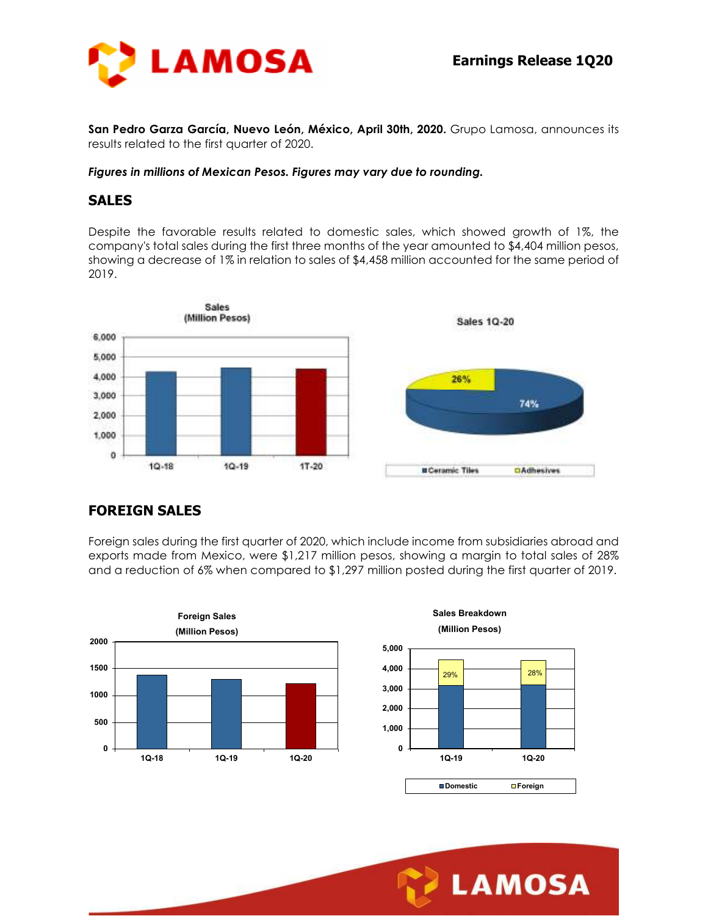San Pedro Garza García, Nuevo León, México, April 30th, 2020. Grupo Lamosa, announces its results related to the first quarter of 2020.

***Figures in millions of Mexican Pesos. Figures may vary due to rounding.***

## SALES

Despite the favorable results related to domestic sales, which showed growth of 1%, the company's total sales during the first three months of the year amounted to $4,404 million pesos, showing a decrease of 1% in relation to sales of $4,458 million accounted for the same period of 2019.

## FOREIGN SALES

Foreign sales during the first quarter of 2020, which include income from subsidiaries abroad and exports made from Mexico, were $1,217 million pesos, showing a margin to total sales of 28% and a reduction of 6% when compared to $1,297 million posted during the first quarter of 2019.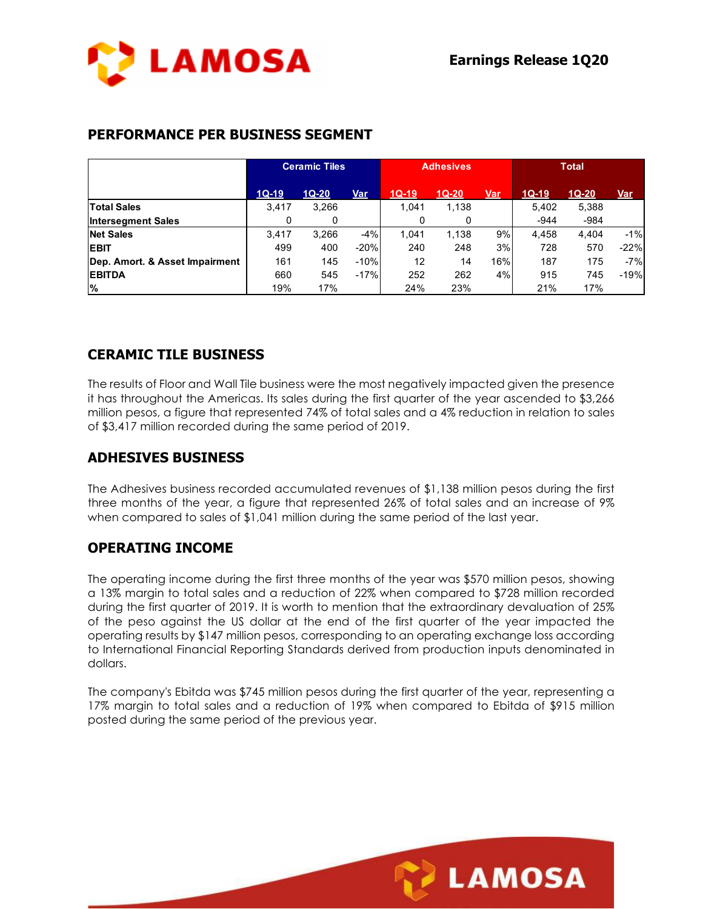## PERFORMANCE PER BUSINESS SEGMENT

| | Ceramic Tiles | | | Adhesives | | | Total | | |
|---|---|---|---|---|---|---|---|---|---|
| | 1Q-19 | 1Q-20 | Var | 1Q-19 | 1Q-20 | Var | 1Q-19 | 1Q-20 | Var |
| **Total Sales** | 3,417 | 3,266 | | 1,041 | 1,138 | | 5,402 | 5,388 | |
| **Intersegment Sales** | 0 | 0 | | 0 | 0 | | -944 | -984 | |
| **Net Sales** | 3,417 | 3,266 | -4% | 1,041 | 1,138 | 9% | 4,458 | 4,404 | -1% |
| **EBIT** | 499 | 400 | -20% | 240 | 248 | 3% | 728 | 570 | -22% |
| **Dep. Amort. & Asset Impairment** | 161 | 145 | -10% | 12 | 14 | 16% | 187 | 175 | -7% |
| **EBITDA** | 660 | 545 | -17% | 252 | 262 | 4% | 915 | 745 | -19% |
| **%** | 19% | 17% | | 24% | 23% | | 21% | 17% | |

## CERAMIC TILE BUSINESS

The results of Floor and Wall Tile business were the most negatively impacted given the presence it has throughout the Americas. Its sales during the first quarter of the year ascended to $3,266 million pesos, a figure that represented 74% of total sales and a 4% reduction in relation to sales of $3,417 million recorded during the same period of 2019.

## ADHESIVES BUSINESS

The Adhesives business recorded accumulated revenues of $1,138 million pesos during the first three months of the year, a figure that represented 26% of total sales and an increase of 9% when compared to sales of $1,041 million during the same period of the last year.

## OPERATING INCOME

The operating income during the first three months of the year was $570 million pesos, showing a 13% margin to total sales and a reduction of 22% when compared to $728 million recorded during the first quarter of 2019. It is worth to mention that the extraordinary devaluation of 25% of the peso against the US dollar at the end of the first quarter of the year impacted the operating results by $147 million pesos, corresponding to an operating exchange loss according to International Financial Reporting Standards derived from production inputs denominated in dollars.

The company's Ebitda was $745 million pesos during the first quarter of the year, representing a 17% margin to total sales and a reduction of 19% when compared to Ebitda of $915 million posted during the same period of the previous year.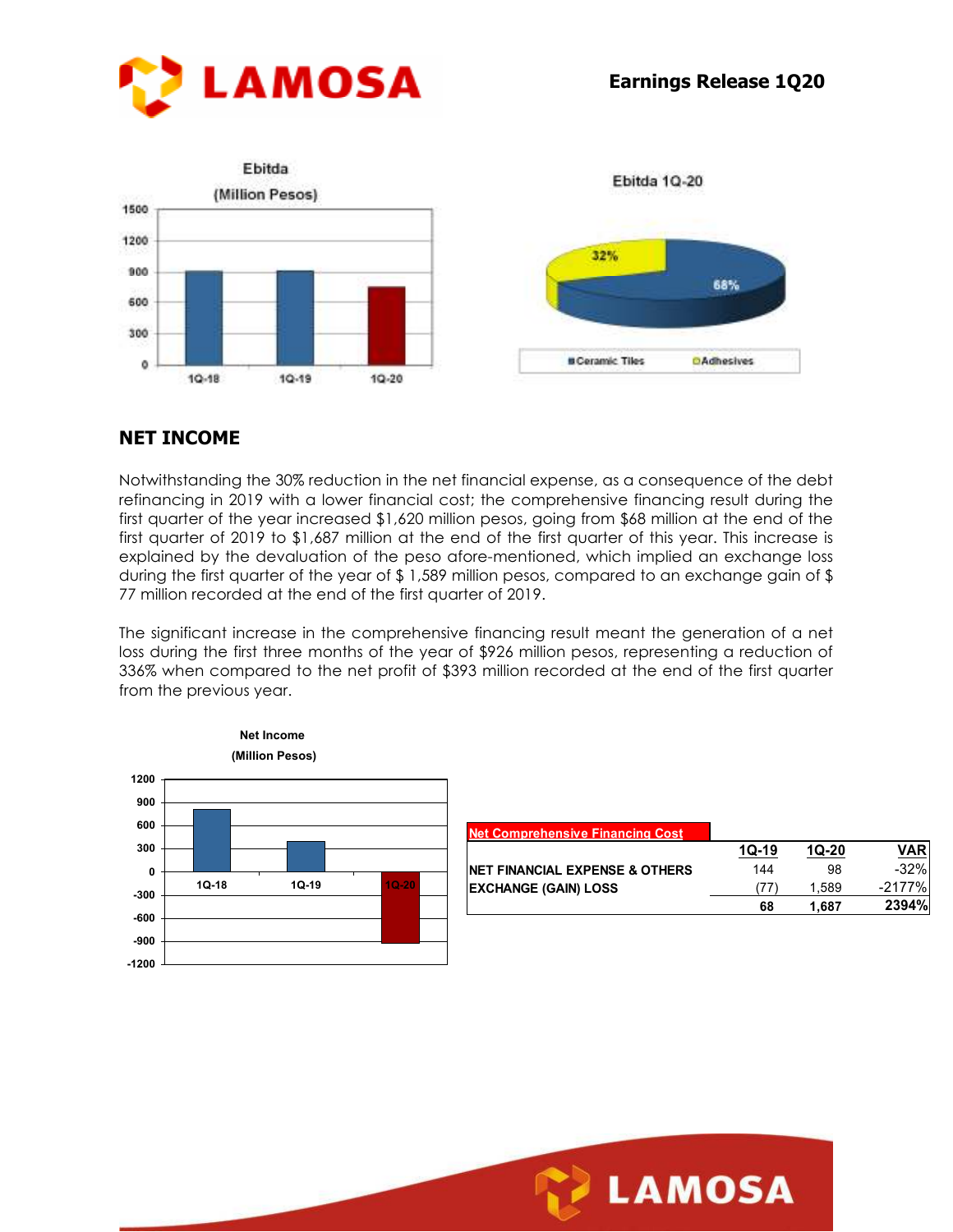## NET INCOME

Notwithstanding the 30% reduction in the net financial expense, as a consequence of the debt refinancing in 2019 with a lower financial cost; the comprehensive financing result during the first quarter of the year increased $1,620 million pesos, going from $68 million at the end of the first quarter of 2019 to $1,687 million at the end of the first quarter of this year. This increase is explained by the devaluation of the peso afore-mentioned, which implied an exchange loss during the first quarter of the year of $ 1,589 million pesos, compared to an exchange gain of $ 77 million recorded at the end of the first quarter of 2019.

The significant increase in the comprehensive financing result meant the generation of a net loss during the first three months of the year of $926 million pesos, representing a reduction of 336% when compared to the net profit of $393 million recorded at the end of the first quarter from the previous year.

| Net Comprehensive Financing Cost | 1Q-19 | 1Q-20 | VAR |
|---|---|---|---|
| NET FINANCIAL EXPENSE & OTHERS | 144 | 98 | -32% |
| EXCHANGE (GAIN) LOSS | (77) | 1,589 | -2177% |
| | 68 | 1,687 | 2394% |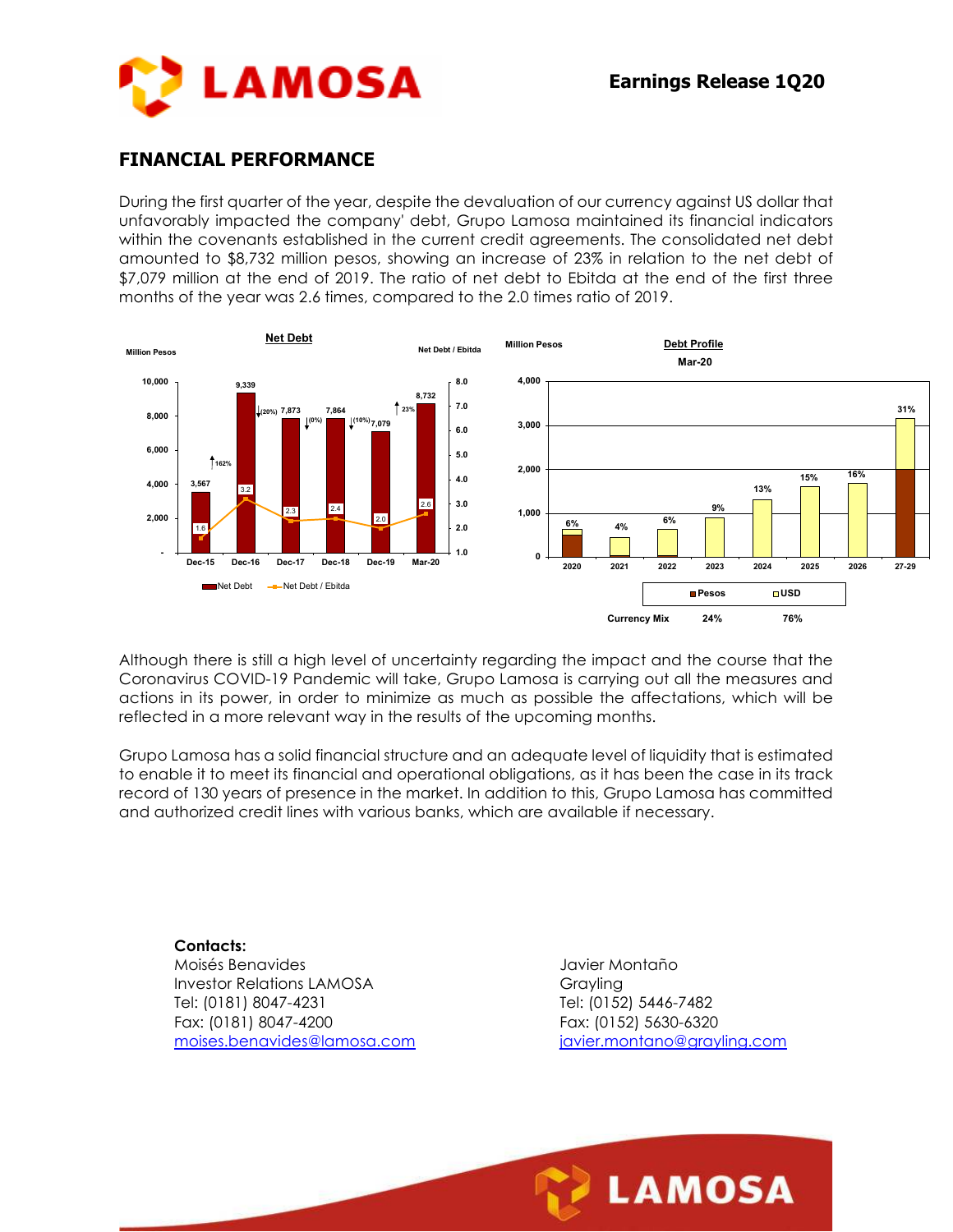## FINANCIAL PERFORMANCE

During the first quarter of the year, despite the devaluation of our currency against US dollar that unfavorably impacted the company' debt, Grupo Lamosa maintained its financial indicators within the covenants established in the current credit agreements. The consolidated net debt amounted to $8,732 million pesos, showing an increase of 23% in relation to the net debt of $7,079 million at the end of 2019. The ratio of net debt to Ebitda at the end of the first three months of the year was 2.6 times, compared to the 2.0 times ratio of 2019.

**Net Debt**

Million Pesos

Net Debt / Ebitda

Dec-15: 3,567 — 1.6

Dec-16: 9,339 — 3.2 — 162%

Dec-17: 7,873 — 2.3 — (20%)

Dec-18: 7,864 — 2.4 — (0%)

Dec-19: 7,079 — 2.0 — (10%)

Mar-20: 8,732 — 2.6 — 23%

Net Debt — Net Debt / Ebitda

**Debt Profile**

Mar-20

Million Pesos

2020: 6%

2021: 4%

2022: 6%

2023: 9%

2024: 13%

2025: 15%

2026: 16%

27-29: 31%

Pesos — USD

Currency Mix: 24% — 76%

Although there is still a high level of uncertainty regarding the impact and the course that the Coronavirus COVID-19 Pandemic will take, Grupo Lamosa is carrying out all the measures and actions in its power, in order to minimize as much as possible the affectations, which will be reflected in a more relevant way in the results of the upcoming months.

Grupo Lamosa has a solid financial structure and an adequate level of liquidity that is estimated to enable it to meet its financial and operational obligations, as it has been the case in its track record of 130 years of presence in the market. In addition to this, Grupo Lamosa has committed and authorized credit lines with various banks, which are available if necessary.

**Contacts:**

Moisés Benavides
Investor Relations LAMOSA
Tel: (0181) 8047-4231
Fax: (0181) 8047-4200
moises.benavides@lamosa.com

Javier Montaño
Grayling
Tel: (0152) 5446-7482
Fax: (0152) 5630-6320
javier.montano@grayling.com